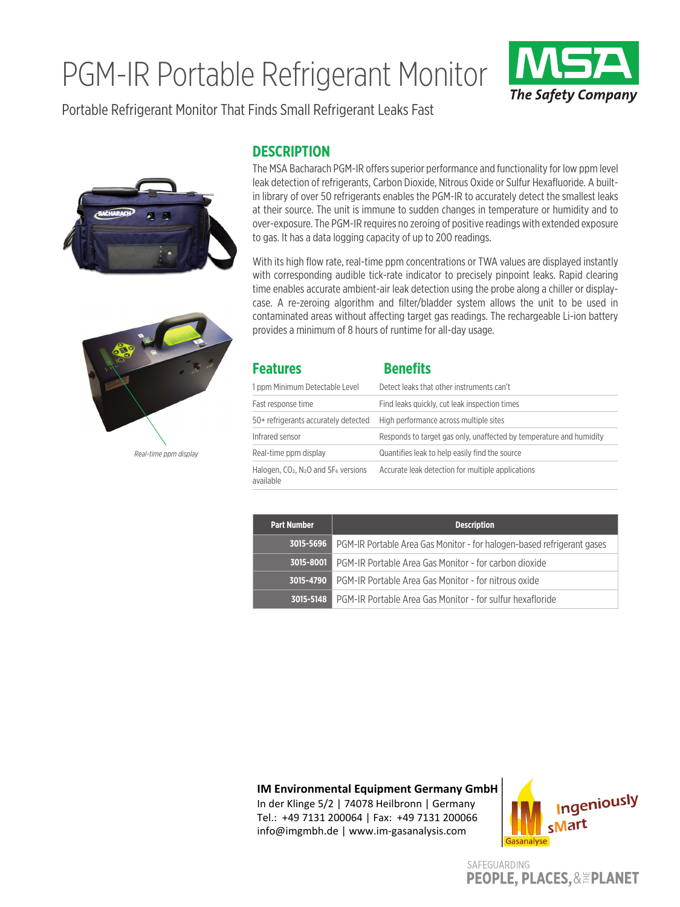# PGM-IR Portable Refrigerant Monitor

Portable Refrigerant Monitor That Finds Small Refrigerant Leaks Fast

*Real-time ppm display*

## DESCRIPTION

The MSA Bacharach PGM-IR offers superior performance and functionality for low ppm level leak detection of refrigerants, Carbon Dioxide, Nitrous Oxide or Sulfur Hexafluoride. A built-in library of over 50 refrigerants enables the PGM-IR to accurately detect the smallest leaks at their source. The unit is immune to sudden changes in temperature or humidity and to over-exposure. The PGM-IR requires no zeroing of positive readings with extended exposure to gas. It has a data logging capacity of up to 200 readings.

With its high flow rate, real-time ppm concentrations or TWA values are displayed instantly with corresponding audible tick-rate indicator to precisely pinpoint leaks. Rapid clearing time enables accurate ambient-air leak detection using the probe along a chiller or display-case. A re-zeroing algorithm and filter/bladder system allows the unit to be used in contaminated areas without affecting target gas readings. The rechargeable Li-ion battery provides a minimum of 8 hours of runtime for all-day usage.

| Features | Benefits |
|---|---|
| 1 ppm Minimum Detectable Level | Detect leaks that other instruments can't |
| Fast response time | Find leaks quickly, cut leak inspection times |
| 50+ refrigerants accurately detected | High performance across multiple sites |
| Infrared sensor | Responds to target gas only, unaffected by temperature and humidity |
| Real-time ppm display | Quantifies leak to help easily find the source |
| Halogen, $CO_2$, $N_2O$ and $SF_6$ versions available | Accurate leak detection for multiple applications |

| Part Number | Description |
|---|---|
| 3015-5696 | PGM-IR Portable Area Gas Monitor - for halogen-based refrigerant gases |
| 3015-8001 | PGM-IR Portable Area Gas Monitor - for carbon dioxide |
| 3015-4790 | PGM-IR Portable Area Gas Monitor - for nitrous oxide |
| 3015-5148 | PGM-IR Portable Area Gas Monitor - for sulfur hexafloride |

**IM Environmental Equipment Germany GmbH**
In der Klinge 5/2 | 74078 Heilbronn | Germany
Tel.: +49 7131 200064 | Fax: +49 7131 200066
info@imgmbh.de | www.im-gasanalysis.com

SAFEGUARDING PEOPLE, PLACES, & THE PLANET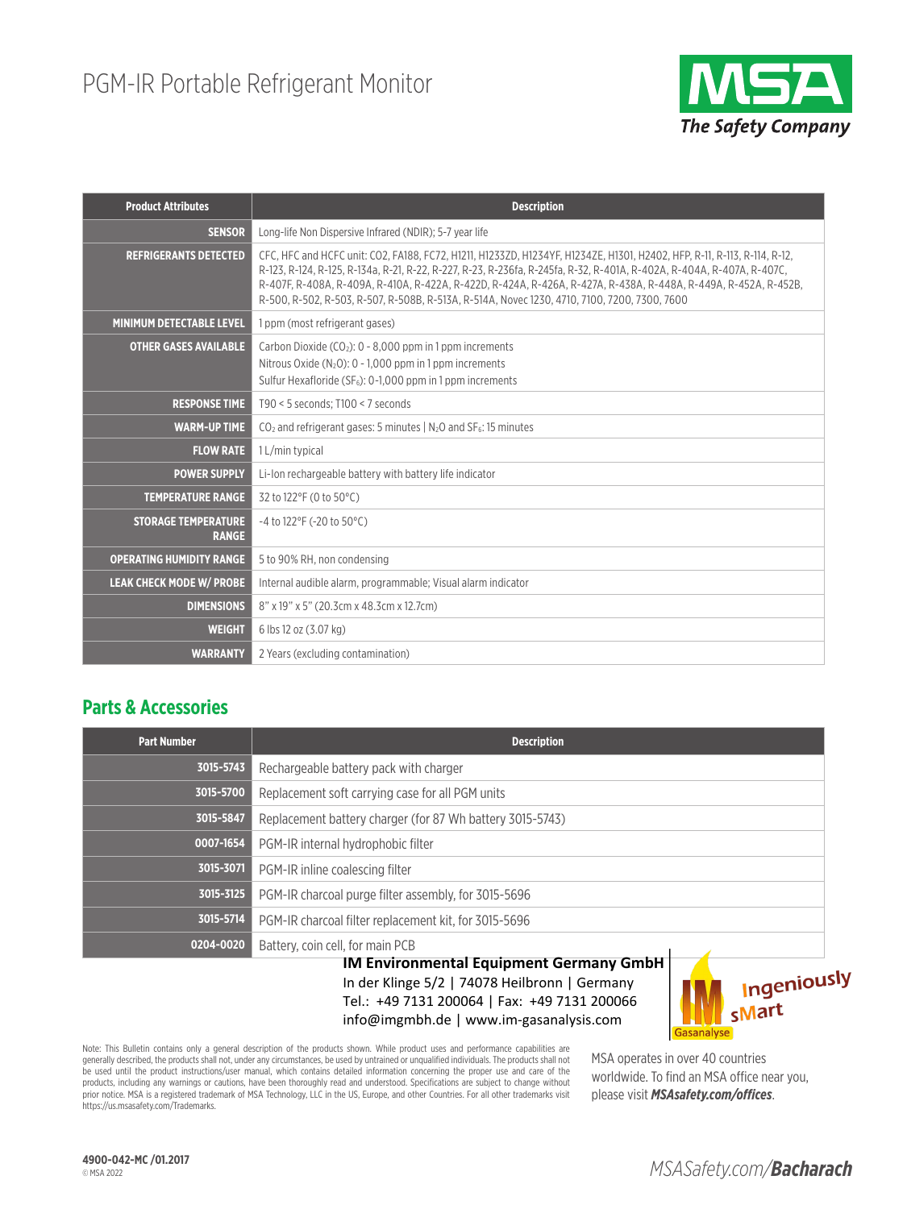# PGM-IR Portable Refrigerant Monitor

| Product Attributes | Description |
|---|---|
| SENSOR | Long-life Non Dispersive Infrared (NDIR); 5-7 year life |
| REFRIGERANTS DETECTED | CFC, HFC and HCFC unit: CO2, FA188, FC72, H1211, H1233ZD, H1234YF, H1234ZE, H1301, H2402, HFP, R-11, R-113, R-114, R-12, R-123, R-124, R-125, R-134a, R-21, R-22, R-227, R-23, R-236fa, R-245fa, R-32, R-401A, R-402A, R-404A, R-407A, R-407C, R-407F, R-408A, R-409A, R-410A, R-422A, R-422D, R-424A, R-426A, R-427A, R-438A, R-448A, R-449A, R-452A, R-452B, R-500, R-502, R-503, R-507, R-508B, R-513A, R-514A, Novec 1230, 4710, 7100, 7200, 7300, 7600 |
| MINIMUM DETECTABLE LEVEL | 1 ppm (most refrigerant gases) |
| OTHER GASES AVAILABLE | Carbon Dioxide ($CO_2$): 0 - 8,000 ppm in 1 ppm increments<br>Nitrous Oxide ($N_2O$): 0 - 1,000 ppm in 1 ppm increments<br>Sulfur Hexafloride ($SF_6$): 0-1,000 ppm in 1 ppm increments |
| RESPONSE TIME | T90 < 5 seconds; T100 < 7 seconds |
| WARM-UP TIME | $CO_2$ and refrigerant gases: 5 minutes \| $N_2O$ and $SF_6$: 15 minutes |
| FLOW RATE | 1 L/min typical |
| POWER SUPPLY | Li-Ion rechargeable battery with battery life indicator |
| TEMPERATURE RANGE | 32 to 122°F (0 to 50°C) |
| STORAGE TEMPERATURE RANGE | -4 to 122°F (-20 to 50°C) |
| OPERATING HUMIDITY RANGE | 5 to 90% RH, non condensing |
| LEAK CHECK MODE W/ PROBE | Internal audible alarm, programmable; Visual alarm indicator |
| DIMENSIONS | 8" x 19" x 5" (20.3cm x 48.3cm x 12.7cm) |
| WEIGHT | 6 lbs 12 oz (3.07 kg) |
| WARRANTY | 2 Years (excluding contamination) |

## Parts & Accessories

| Part Number | Description |
|---|---|
| 3015-5743 | Rechargeable battery pack with charger |
| 3015-5700 | Replacement soft carrying case for all PGM units |
| 3015-5847 | Replacement battery charger (for 87 Wh battery 3015-5743) |
| 0007-1654 | PGM-IR internal hydrophobic filter |
| 3015-3071 | PGM-IR inline coalescing filter |
| 3015-3125 | PGM-IR charcoal purge filter assembly, for 3015-5696 |
| 3015-5714 | PGM-IR charcoal filter replacement kit, for 3015-5696 |
| 0204-0020 | Battery, coin cell, for main PCB |

**IM Environmental Equipment Germany GmbH**
In der Klinge 5/2 | 74078 Heilbronn | Germany
Tel.: +49 7131 200064 | Fax: +49 7131 200066
info@imgmbh.de | www.im-gasanalysis.com

Ingeniously sMart
Gasanalyse

Note: This Bulletin contains only a general description of the products shown. While product uses and performance capabilities are generally described, the products shall not, under any circumstances, be used by untrained or unqualified individuals. The products shall not be used until the product instructions/user manual, which contains detailed information concerning the proper use and care of the products, including any warnings or cautions, have been thoroughly read and understood. Specifications are subject to change without prior notice. MSA is a registered trademark of MSA Technology, LLC in the US, Europe, and other Countries. For all other trademarks visit https://us.msasafety.com/Trademarks.

MSA operates in over 40 countries worldwide. To find an MSA office near you, please visit ***MSAsafety.com/offices***.

**4900-042-MC /01.2017**
© MSA 2022

*MSASafety.com/**Bacharach***